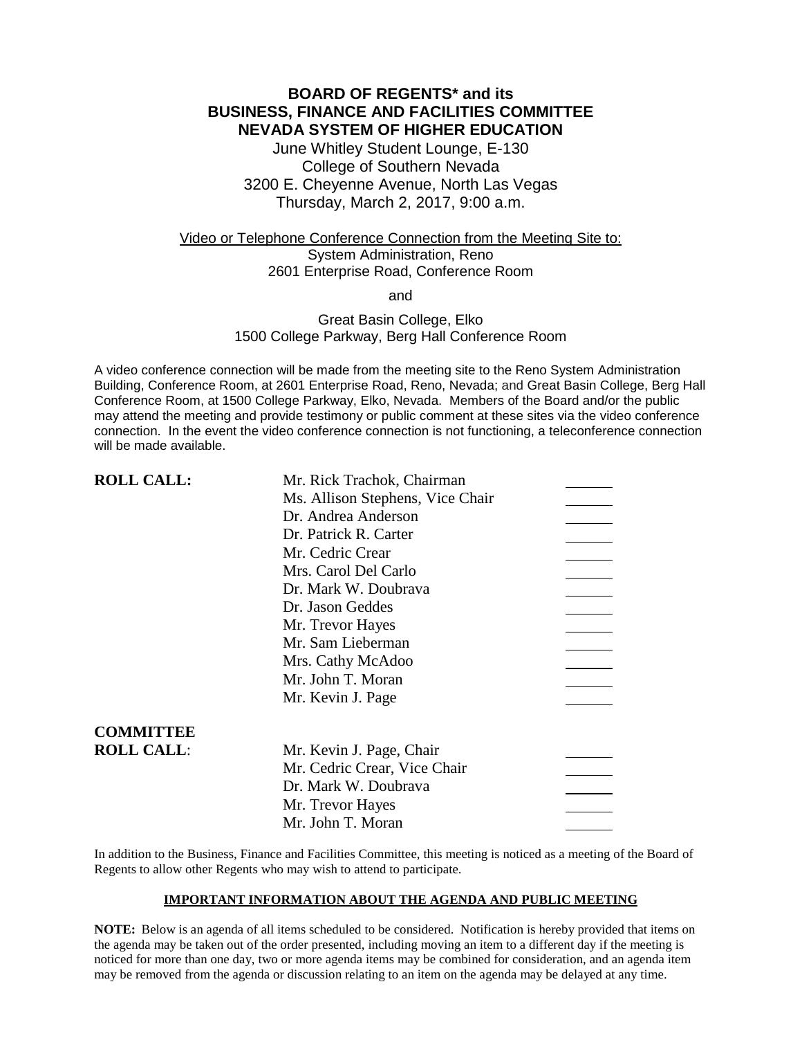**BOARD OF REGENTS* and its**
**BUSINESS, FINANCE AND FACILITIES COMMITTEE**
**NEVADA SYSTEM OF HIGHER EDUCATION**

June Whitley Student Lounge, E-130
College of Southern Nevada
3200 E. Cheyenne Avenue, North Las Vegas
Thursday, March 2, 2017, 9:00 a.m.

Video or Telephone Conference Connection from the Meeting Site to:
System Administration, Reno
2601 Enterprise Road, Conference Room

and

Great Basin College, Elko
1500 College Parkway, Berg Hall Conference Room

A video conference connection will be made from the meeting site to the Reno System Administration Building, Conference Room, at 2601 Enterprise Road, Reno, Nevada; and Great Basin College, Berg Hall Conference Room, at 1500 College Parkway, Elko, Nevada. Members of the Board and/or the public may attend the meeting and provide testimony or public comment at these sites via the video conference connection. In the event the video conference connection is not functioning, a teleconference connection will be made available.

**ROLL CALL:**

| | |
|---|---|
| Mr. Rick Trachok, Chairman | ______ |
| Ms. Allison Stephens, Vice Chair | ______ |
| Dr. Andrea Anderson | ______ |
| Dr. Patrick R. Carter | ______ |
| Mr. Cedric Crear | ______ |
| Mrs. Carol Del Carlo | ______ |
| Dr. Mark W. Doubrava | ______ |
| Dr. Jason Geddes | ______ |
| Mr. Trevor Hayes | ______ |
| Mr. Sam Lieberman | ______ |
| Mrs. Cathy McAdoo | ______ |
| Mr. John T. Moran | ______ |
| Mr. Kevin J. Page | ______ |

**COMMITTEE ROLL CALL:**

| | |
|---|---|
| Mr. Kevin J. Page, Chair | ______ |
| Mr. Cedric Crear, Vice Chair | ______ |
| Dr. Mark W. Doubrava | ______ |
| Mr. Trevor Hayes | ______ |
| Mr. John T. Moran | ______ |

In addition to the Business, Finance and Facilities Committee, this meeting is noticed as a meeting of the Board of Regents to allow other Regents who may wish to attend to participate.

**IMPORTANT INFORMATION ABOUT THE AGENDA AND PUBLIC MEETING**

**NOTE:** Below is an agenda of all items scheduled to be considered. Notification is hereby provided that items on the agenda may be taken out of the order presented, including moving an item to a different day if the meeting is noticed for more than one day, two or more agenda items may be combined for consideration, and an agenda item may be removed from the agenda or discussion relating to an item on the agenda may be delayed at any time.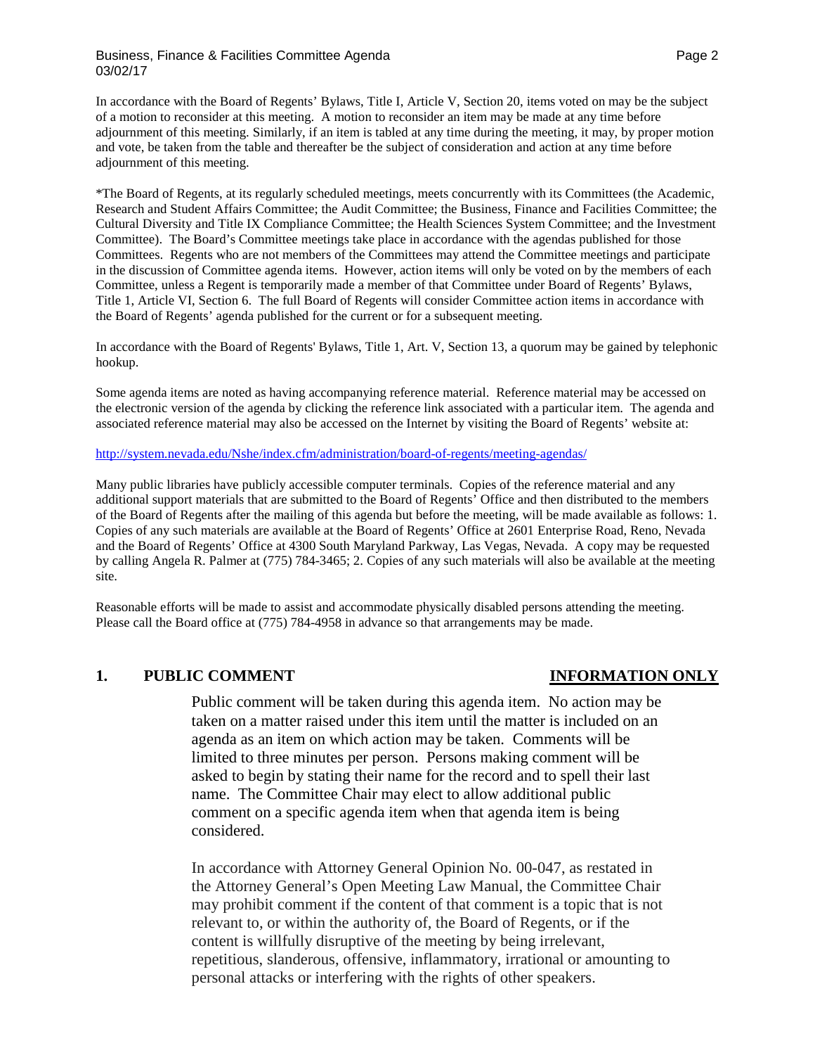In accordance with the Board of Regents' Bylaws, Title I, Article V, Section 20, items voted on may be the subject of a motion to reconsider at this meeting. A motion to reconsider an item may be made at any time before adjournment of this meeting. Similarly, if an item is tabled at any time during the meeting, it may, by proper motion and vote, be taken from the table and thereafter be the subject of consideration and action at any time before adjournment of this meeting.

*The Board of Regents, at its regularly scheduled meetings, meets concurrently with its Committees (the Academic, Research and Student Affairs Committee; the Audit Committee; the Business, Finance and Facilities Committee; the Cultural Diversity and Title IX Compliance Committee; the Health Sciences System Committee; and the Investment Committee). The Board's Committee meetings take place in accordance with the agendas published for those Committees. Regents who are not members of the Committees may attend the Committee meetings and participate in the discussion of Committee agenda items. However, action items will only be voted on by the members of each Committee, unless a Regent is temporarily made a member of that Committee under Board of Regents' Bylaws, Title 1, Article VI, Section 6. The full Board of Regents will consider Committee action items in accordance with the Board of Regents' agenda published for the current or for a subsequent meeting.

In accordance with the Board of Regents' Bylaws, Title 1, Art. V, Section 13, a quorum may be gained by telephonic hookup.

Some agenda items are noted as having accompanying reference material. Reference material may be accessed on the electronic version of the agenda by clicking the reference link associated with a particular item. The agenda and associated reference material may also be accessed on the Internet by visiting the Board of Regents' website at:

http://system.nevada.edu/Nshe/index.cfm/administration/board-of-regents/meeting-agendas/

Many public libraries have publicly accessible computer terminals. Copies of the reference material and any additional support materials that are submitted to the Board of Regents' Office and then distributed to the members of the Board of Regents after the mailing of this agenda but before the meeting, will be made available as follows: 1. Copies of any such materials are available at the Board of Regents' Office at 2601 Enterprise Road, Reno, Nevada and the Board of Regents' Office at 4300 South Maryland Parkway, Las Vegas, Nevada. A copy may be requested by calling Angela R. Palmer at (775) 784-3465; 2. Copies of any such materials will also be available at the meeting site.

Reasonable efforts will be made to assist and accommodate physically disabled persons attending the meeting. Please call the Board office at (775) 784-4958 in advance so that arrangements may be made.

## 1. PUBLIC COMMENT — INFORMATION ONLY

Public comment will be taken during this agenda item. No action may be taken on a matter raised under this item until the matter is included on an agenda as an item on which action may be taken. Comments will be limited to three minutes per person. Persons making comment will be asked to begin by stating their name for the record and to spell their last name. The Committee Chair may elect to allow additional public comment on a specific agenda item when that agenda item is being considered.

In accordance with Attorney General Opinion No. 00-047, as restated in the Attorney General's Open Meeting Law Manual, the Committee Chair may prohibit comment if the content of that comment is a topic that is not relevant to, or within the authority of, the Board of Regents, or if the content is willfully disruptive of the meeting by being irrelevant, repetitious, slanderous, offensive, inflammatory, irrational or amounting to personal attacks or interfering with the rights of other speakers.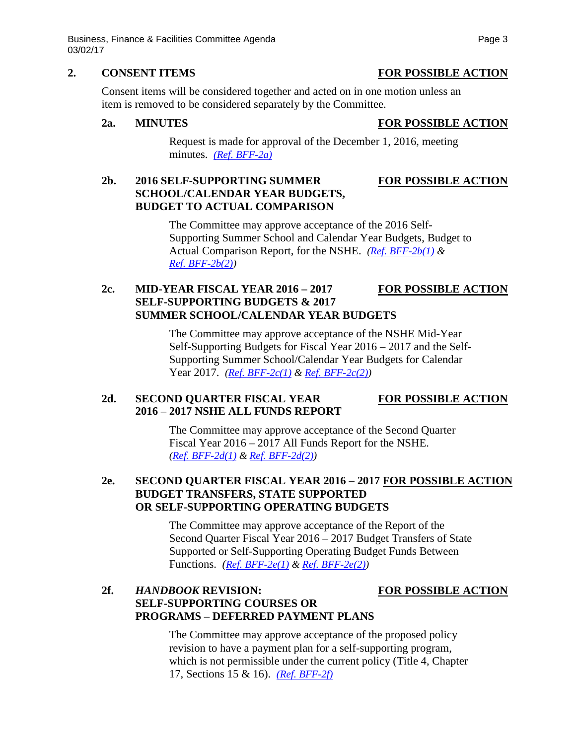## 2. CONSENT ITEMS **FOR POSSIBLE ACTION**

Consent items will be considered together and acted on in one motion unless an item is removed to be considered separately by the Committee.

### 2a. MINUTES **FOR POSSIBLE ACTION**

Request is made for approval of the December 1, 2016, meeting minutes. *(Ref. BFF-2a)*

### 2b. 2016 SELF-SUPPORTING SUMMER SCHOOL/CALENDAR YEAR BUDGETS, BUDGET TO ACTUAL COMPARISON **FOR POSSIBLE ACTION**

The Committee may approve acceptance of the 2016 Self-Supporting Summer School and Calendar Year Budgets, Budget to Actual Comparison Report, for the NSHE. *(Ref. BFF-2b(1) & Ref. BFF-2b(2))*

### 2c. MID-YEAR FISCAL YEAR 2016 – 2017 SELF-SUPPORTING BUDGETS & 2017 SUMMER SCHOOL/CALENDAR YEAR BUDGETS **FOR POSSIBLE ACTION**

The Committee may approve acceptance of the NSHE Mid-Year Self-Supporting Budgets for Fiscal Year 2016 – 2017 and the Self-Supporting Summer School/Calendar Year Budgets for Calendar Year 2017. *(Ref. BFF-2c(1) & Ref. BFF-2c(2))*

### 2d. SECOND QUARTER FISCAL YEAR 2016 – 2017 NSHE ALL FUNDS REPORT **FOR POSSIBLE ACTION**

The Committee may approve acceptance of the Second Quarter Fiscal Year 2016 – 2017 All Funds Report for the NSHE. *(Ref. BFF-2d(1) & Ref. BFF-2d(2))*

### 2e. SECOND QUARTER FISCAL YEAR 2016 – 2017 BUDGET TRANSFERS, STATE SUPPORTED OR SELF-SUPPORTING OPERATING BUDGETS **FOR POSSIBLE ACTION**

The Committee may approve acceptance of the Report of the Second Quarter Fiscal Year 2016 – 2017 Budget Transfers of State Supported or Self-Supporting Operating Budget Funds Between Functions. *(Ref. BFF-2e(1) & Ref. BFF-2e(2))*

### 2f. *HANDBOOK* REVISION: SELF-SUPPORTING COURSES OR PROGRAMS – DEFERRED PAYMENT PLANS **FOR POSSIBLE ACTION**

The Committee may approve acceptance of the proposed policy revision to have a payment plan for a self-supporting program, which is not permissible under the current policy (Title 4, Chapter 17, Sections 15 & 16). *(Ref. BFF-2f)*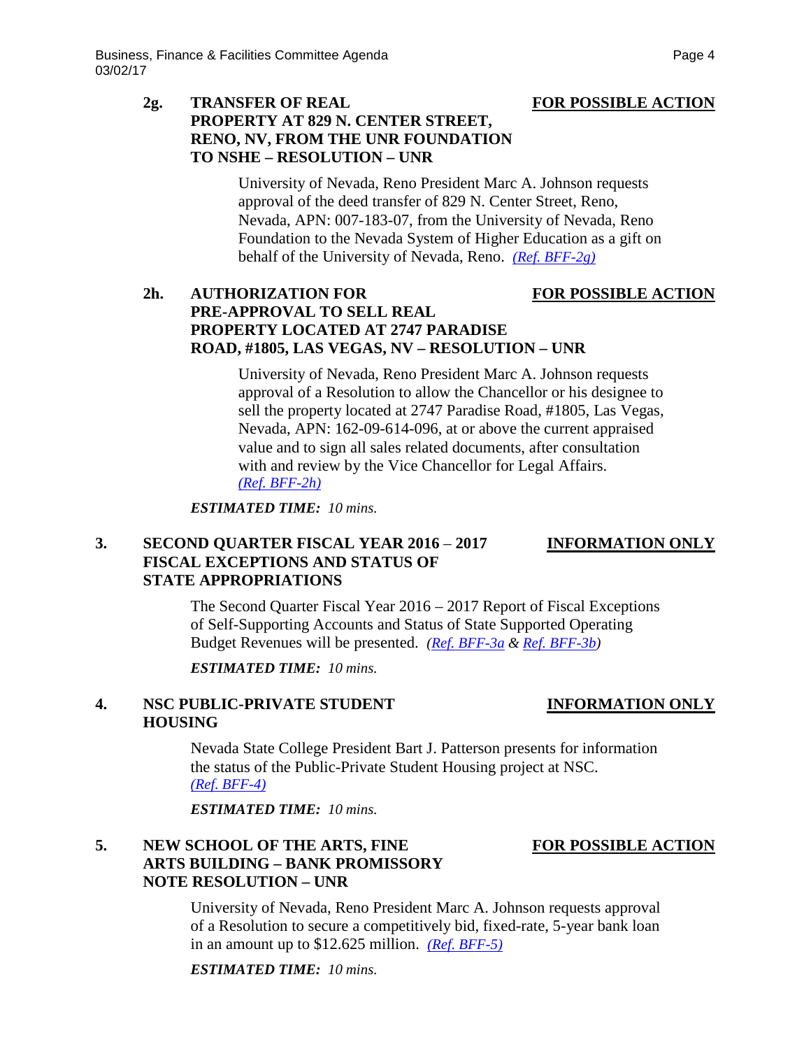**2g. TRANSFER OF REAL PROPERTY AT 829 N. CENTER STREET, RENO, NV, FROM THE UNR FOUNDATION TO NSHE – RESOLUTION – UNR** &nbsp;&nbsp;&nbsp; **<u>FOR POSSIBLE ACTION</u>**

University of Nevada, Reno President Marc A. Johnson requests approval of the deed transfer of 829 N. Center Street, Reno, Nevada, APN: 007-183-07, from the University of Nevada, Reno Foundation to the Nevada System of Higher Education as a gift on behalf of the University of Nevada, Reno. *(Ref. BFF-2g)*

**2h. AUTHORIZATION FOR PRE-APPROVAL TO SELL REAL PROPERTY LOCATED AT 2747 PARADISE ROAD, #1805, LAS VEGAS, NV – RESOLUTION – UNR** &nbsp;&nbsp;&nbsp; **<u>FOR POSSIBLE ACTION</u>**

University of Nevada, Reno President Marc A. Johnson requests approval of a Resolution to allow the Chancellor or his designee to sell the property located at 2747 Paradise Road, #1805, Las Vegas, Nevada, APN: 162-09-614-096, at or above the current appraised value and to sign all sales related documents, after consultation with and review by the Vice Chancellor for Legal Affairs. *(Ref. BFF-2h)*

***ESTIMATED TIME:*** *10 mins.*

**3. SECOND QUARTER FISCAL YEAR 2016 – 2017 FISCAL EXCEPTIONS AND STATUS OF STATE APPROPRIATIONS** &nbsp;&nbsp;&nbsp; **<u>INFORMATION ONLY</u>**

The Second Quarter Fiscal Year 2016 – 2017 Report of Fiscal Exceptions of Self-Supporting Accounts and Status of State Supported Operating Budget Revenues will be presented. *(Ref. BFF-3a & Ref. BFF-3b)*

***ESTIMATED TIME:*** *10 mins.*

**4. NSC PUBLIC-PRIVATE STUDENT HOUSING** &nbsp;&nbsp;&nbsp; **<u>INFORMATION ONLY</u>**

Nevada State College President Bart J. Patterson presents for information the status of the Public-Private Student Housing project at NSC. *(Ref. BFF-4)*

***ESTIMATED TIME:*** *10 mins.*

**5. NEW SCHOOL OF THE ARTS, FINE ARTS BUILDING – BANK PROMISSORY NOTE RESOLUTION – UNR** &nbsp;&nbsp;&nbsp; **<u>FOR POSSIBLE ACTION</u>**

University of Nevada, Reno President Marc A. Johnson requests approval of a Resolution to secure a competitively bid, fixed-rate, 5-year bank loan in an amount up to $12.625 million. *(Ref. BFF-5)*

***ESTIMATED TIME:*** *10 mins.*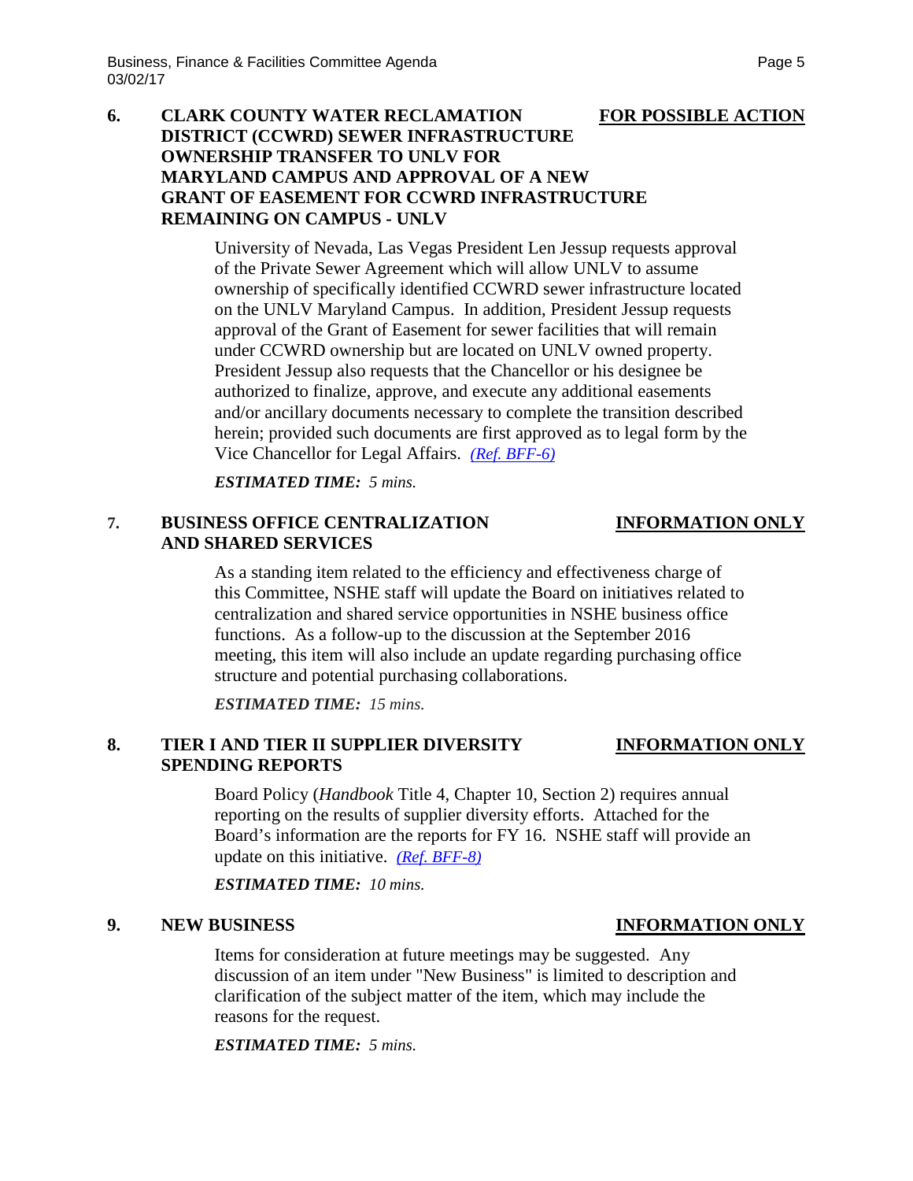**6. CLARK COUNTY WATER RECLAMATION DISTRICT (CCWRD) SEWER INFRASTRUCTURE OWNERSHIP TRANSFER TO UNLV FOR MARYLAND CAMPUS AND APPROVAL OF A NEW GRANT OF EASEMENT FOR CCWRD INFRASTRUCTURE REMAINING ON CAMPUS - UNLV** **FOR POSSIBLE ACTION**

University of Nevada, Las Vegas President Len Jessup requests approval of the Private Sewer Agreement which will allow UNLV to assume ownership of specifically identified CCWRD sewer infrastructure located on the UNLV Maryland Campus. In addition, President Jessup requests approval of the Grant of Easement for sewer facilities that will remain under CCWRD ownership but are located on UNLV owned property. President Jessup also requests that the Chancellor or his designee be authorized to finalize, approve, and execute any additional easements and/or ancillary documents necessary to complete the transition described herein; provided such documents are first approved as to legal form by the Vice Chancellor for Legal Affairs. *(Ref. BFF-6)*

***ESTIMATED TIME:** 5 mins.*

**7. BUSINESS OFFICE CENTRALIZATION AND SHARED SERVICES** **INFORMATION ONLY**

As a standing item related to the efficiency and effectiveness charge of this Committee, NSHE staff will update the Board on initiatives related to centralization and shared service opportunities in NSHE business office functions. As a follow-up to the discussion at the September 2016 meeting, this item will also include an update regarding purchasing office structure and potential purchasing collaborations.

***ESTIMATED TIME:** 15 mins.*

**8. TIER I AND TIER II SUPPLIER DIVERSITY SPENDING REPORTS** **INFORMATION ONLY**

Board Policy (*Handbook* Title 4, Chapter 10, Section 2) requires annual reporting on the results of supplier diversity efforts. Attached for the Board's information are the reports for FY 16. NSHE staff will provide an update on this initiative. *(Ref. BFF-8)*

***ESTIMATED TIME:** 10 mins.*

**9. NEW BUSINESS** **INFORMATION ONLY**

Items for consideration at future meetings may be suggested. Any discussion of an item under "New Business" is limited to description and clarification of the subject matter of the item, which may include the reasons for the request.

***ESTIMATED TIME:** 5 mins.*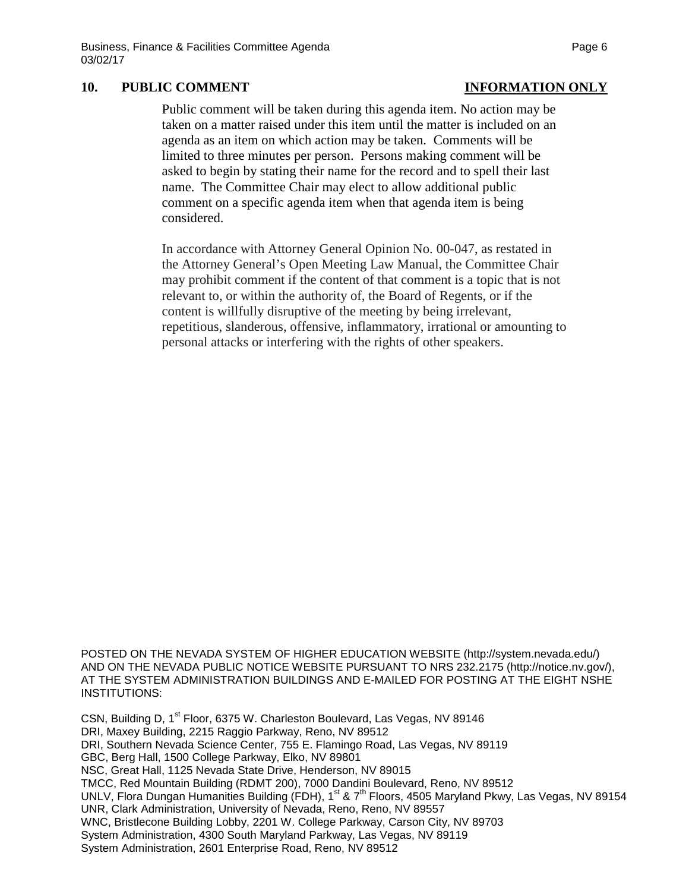## 10. PUBLIC COMMENT **INFORMATION ONLY**

Public comment will be taken during this agenda item. No action may be taken on a matter raised under this item until the matter is included on an agenda as an item on which action may be taken. Comments will be limited to three minutes per person. Persons making comment will be asked to begin by stating their name for the record and to spell their last name. The Committee Chair may elect to allow additional public comment on a specific agenda item when that agenda item is being considered.

In accordance with Attorney General Opinion No. 00-047, as restated in the Attorney General's Open Meeting Law Manual, the Committee Chair may prohibit comment if the content of that comment is a topic that is not relevant to, or within the authority of, the Board of Regents, or if the content is willfully disruptive of the meeting by being irrelevant, repetitious, slanderous, offensive, inflammatory, irrational or amounting to personal attacks or interfering with the rights of other speakers.

POSTED ON THE NEVADA SYSTEM OF HIGHER EDUCATION WEBSITE (http://system.nevada.edu/) AND ON THE NEVADA PUBLIC NOTICE WEBSITE PURSUANT TO NRS 232.2175 (http://notice.nv.gov/), AT THE SYSTEM ADMINISTRATION BUILDINGS AND E-MAILED FOR POSTING AT THE EIGHT NSHE INSTITUTIONS:

CSN, Building D, 1st Floor, 6375 W. Charleston Boulevard, Las Vegas, NV 89146
DRI, Maxey Building, 2215 Raggio Parkway, Reno, NV 89512
DRI, Southern Nevada Science Center, 755 E. Flamingo Road, Las Vegas, NV 89119
GBC, Berg Hall, 1500 College Parkway, Elko, NV 89801
NSC, Great Hall, 1125 Nevada State Drive, Henderson, NV 89015
TMCC, Red Mountain Building (RDMT 200), 7000 Dandini Boulevard, Reno, NV 89512
UNLV, Flora Dungan Humanities Building (FDH), 1st & 7th Floors, 4505 Maryland Pkwy, Las Vegas, NV 89154
UNR, Clark Administration, University of Nevada, Reno, Reno, NV 89557
WNC, Bristlecone Building Lobby, 2201 W. College Parkway, Carson City, NV 89703
System Administration, 4300 South Maryland Parkway, Las Vegas, NV 89119
System Administration, 2601 Enterprise Road, Reno, NV 89512